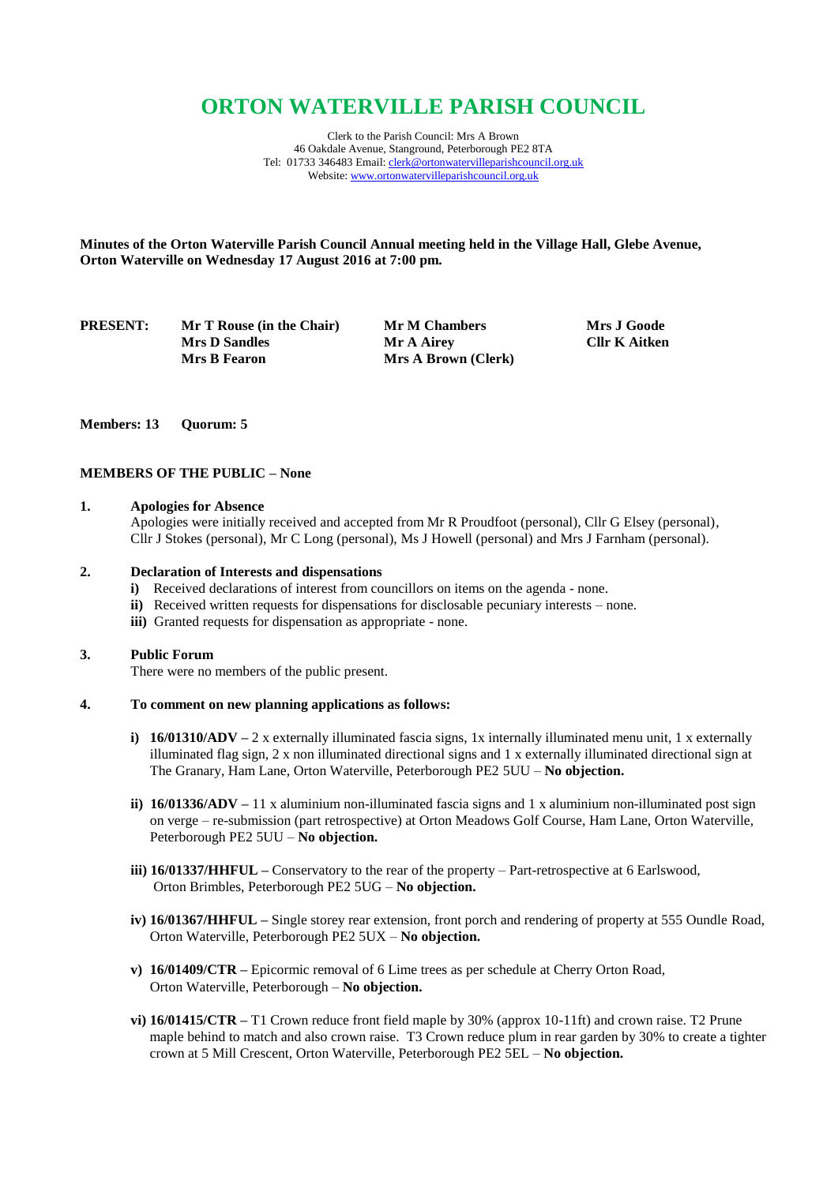# ORTON WATERVILLE PARISH COUNCIL

Clerk to the Parish Council: Mrs A Brown
46 Oakdale Avenue, Stanground, Peterborough PE2 8TA
Tel: 01733 346483 Email: clerk@ortonwatervilleparishcouncil.org.uk
Website: www.ortonwatervilleparishcouncil.org.uk

**Minutes of the Orton Waterville Parish Council Annual meeting held in the Village Hall, Glebe Avenue, Orton Waterville on Wednesday 17 August 2016 at 7:00 pm.**

| **PRESENT:** | **Mr T Rouse (in the Chair)** | **Mr M Chambers** | **Mrs J Goode** |
|---|---|---|---|
| | **Mrs D Sandles** | **Mr A Airey** | **Cllr K Aitken** |
| | **Mrs B Fearon** | **Mrs A Brown (Clerk)** | |

**Members: 13 Quorum: 5**

**MEMBERS OF THE PUBLIC – None**

**1. Apologies for Absence**

Apologies were initially received and accepted from Mr R Proudfoot (personal), Cllr G Elsey (personal), Cllr J Stokes (personal), Mr C Long (personal), Ms J Howell (personal) and Mrs J Farnham (personal).

**2. Declaration of Interests and dispensations**

- **i)** Received declarations of interest from councillors on items on the agenda - none.
- **ii)** Received written requests for dispensations for disclosable pecuniary interests – none.
- **iii)** Granted requests for dispensation as appropriate - none.

**3. Public Forum**

There were no members of the public present.

**4. To comment on new planning applications as follows:**

- **i) 16/01310/ADV –** 2 x externally illuminated fascia signs, 1x internally illuminated menu unit, 1 x externally illuminated flag sign, 2 x non illuminated directional signs and 1 x externally illuminated directional sign at The Granary, Ham Lane, Orton Waterville, Peterborough PE2 5UU – **No objection.**

- **ii) 16/01336/ADV –** 11 x aluminium non-illuminated fascia signs and 1 x aluminium non-illuminated post sign on verge – re-submission (part retrospective) at Orton Meadows Golf Course, Ham Lane, Orton Waterville, Peterborough PE2 5UU – **No objection.**

- **iii) 16/01337/HHFUL –** Conservatory to the rear of the property – Part-retrospective at 6 Earlswood, Orton Brimbles, Peterborough PE2 5UG – **No objection.**

- **iv) 16/01367/HHFUL –** Single storey rear extension, front porch and rendering of property at 555 Oundle Road, Orton Waterville, Peterborough PE2 5UX – **No objection.**

- **v) 16/01409/CTR –** Epicormic removal of 6 Lime trees as per schedule at Cherry Orton Road, Orton Waterville, Peterborough – **No objection.**

- **vi) 16/01415/CTR –** T1 Crown reduce front field maple by 30% (approx 10-11ft) and crown raise. T2 Prune maple behind to match and also crown raise. T3 Crown reduce plum in rear garden by 30% to create a tighter crown at 5 Mill Crescent, Orton Waterville, Peterborough PE2 5EL – **No objection.**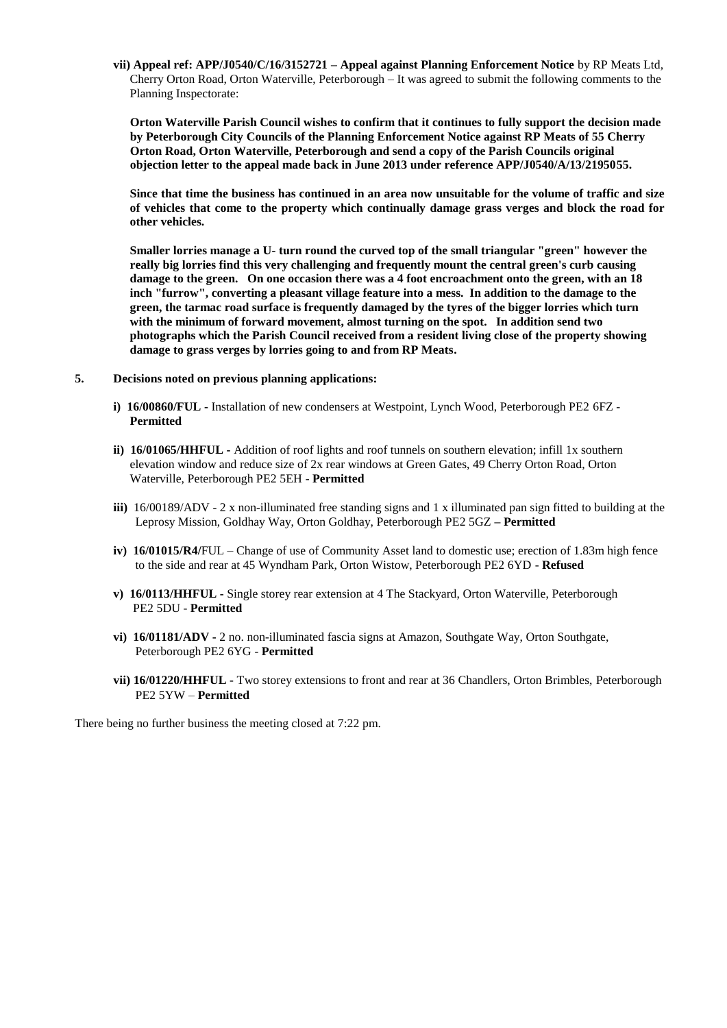**vii) Appeal ref: APP/J0540/C/16/3152721 – Appeal against Planning Enforcement Notice** by RP Meats Ltd, Cherry Orton Road, Orton Waterville, Peterborough – It was agreed to submit the following comments to the Planning Inspectorate:

**Orton Waterville Parish Council wishes to confirm that it continues to fully support the decision made by Peterborough City Councils of the Planning Enforcement Notice against RP Meats of 55 Cherry Orton Road, Orton Waterville, Peterborough and send a copy of the Parish Councils original objection letter to the appeal made back in June 2013 under reference APP/J0540/A/13/2195055.**

**Since that time the business has continued in an area now unsuitable for the volume of traffic and size of vehicles that come to the property which continually damage grass verges and block the road for other vehicles.**

**Smaller lorries manage a U- turn round the curved top of the small triangular "green" however the really big lorries find this very challenging and frequently mount the central green's curb causing damage to the green. On one occasion there was a 4 foot encroachment onto the green, with an 18 inch "furrow", converting a pleasant village feature into a mess. In addition to the damage to the green, the tarmac road surface is frequently damaged by the tyres of the bigger lorries which turn with the minimum of forward movement, almost turning on the spot. In addition send two photographs which the Parish Council received from a resident living close of the property showing damage to grass verges by lorries going to and from RP Meats.**

**5. Decisions noted on previous planning applications:**

- **i) 16/00860/FUL -** Installation of new condensers at Westpoint, Lynch Wood, Peterborough PE2 6FZ - **Permitted**
- **ii) 16/01065/HHFUL -** Addition of roof lights and roof tunnels on southern elevation; infill 1x southern elevation window and reduce size of 2x rear windows at Green Gates, 49 Cherry Orton Road, Orton Waterville, Peterborough PE2 5EH - **Permitted**
- **iii)** 16/00189/ADV - 2 x non-illuminated free standing signs and 1 x illuminated pan sign fitted to building at the Leprosy Mission, Goldhay Way, Orton Goldhay, Peterborough PE2 5GZ **– Permitted**
- **iv) 16/01015/R4/**FUL – Change of use of Community Asset land to domestic use; erection of 1.83m high fence to the side and rear at 45 Wyndham Park, Orton Wistow, Peterborough PE2 6YD - **Refused**
- **v) 16/0113/HHFUL -** Single storey rear extension at 4 The Stackyard, Orton Waterville, Peterborough PE2 5DU - **Permitted**
- **vi) 16/01181/ADV -** 2 no. non-illuminated fascia signs at Amazon, Southgate Way, Orton Southgate, Peterborough PE2 6YG - **Permitted**
- **vii) 16/01220/HHFUL -** Two storey extensions to front and rear at 36 Chandlers, Orton Brimbles, Peterborough PE2 5YW – **Permitted**

There being no further business the meeting closed at 7:22 pm.